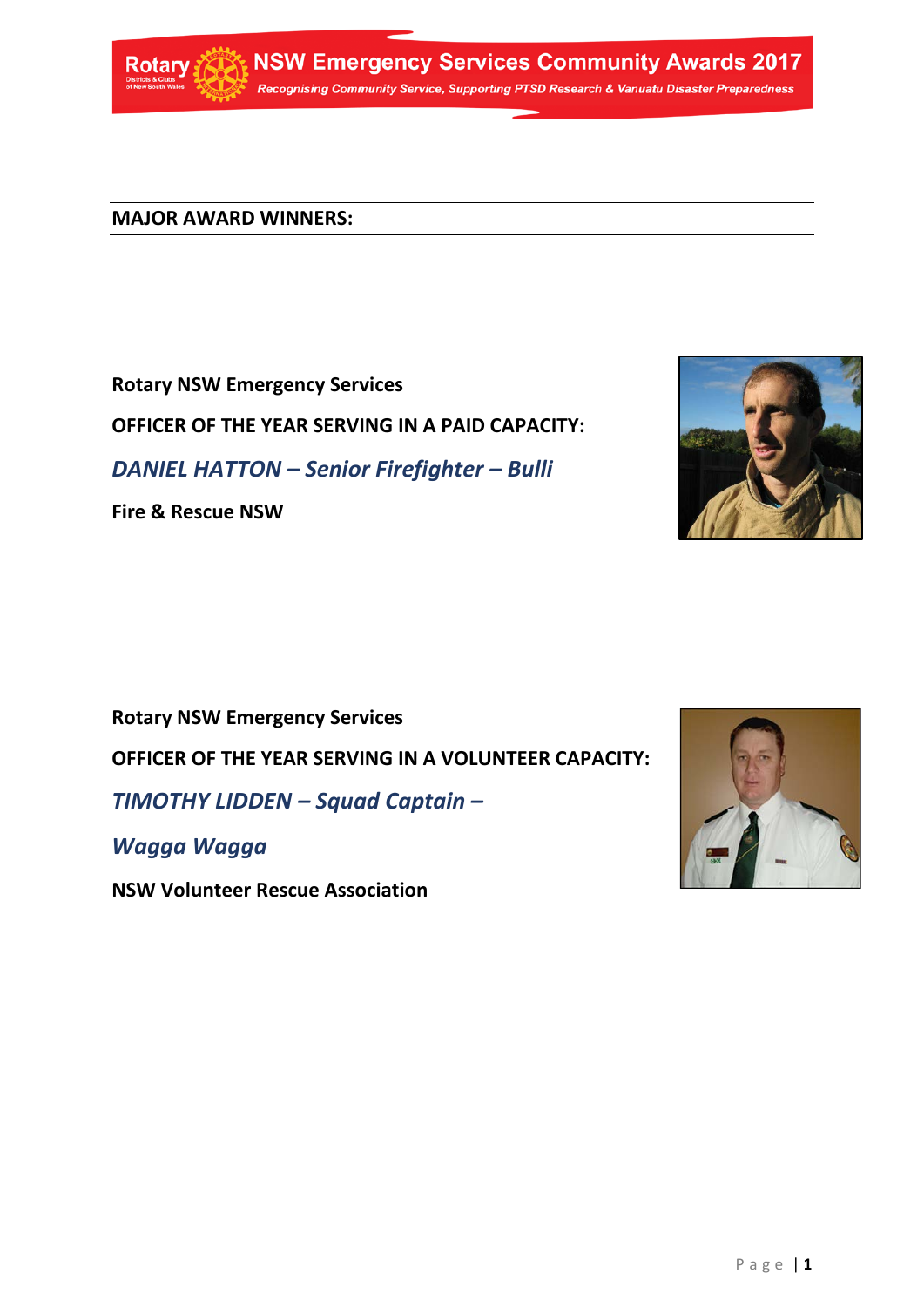NSW Emergency Services Community Awards 2017

*Recognising Community Service, Supporting PTSD Research & Vanuatu Disaster Preparedness*

## MAJOR AWARD WINNERS:

**Rotary NSW Emergency Services**

**OFFICER OF THE YEAR SERVING IN A PAID CAPACITY:**

***DANIEL HATTON – Senior Firefighter – Bulli***

**Fire & Rescue NSW**

**Rotary NSW Emergency Services**

**OFFICER OF THE YEAR SERVING IN A VOLUNTEER CAPACITY:**

***TIMOTHY LIDDEN – Squad Captain – Wagga Wagga***

**NSW Volunteer Rescue Association**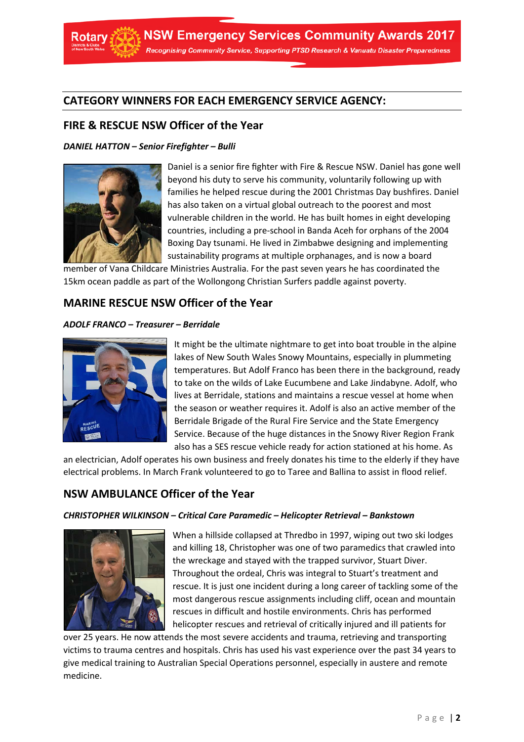## CATEGORY WINNERS FOR EACH EMERGENCY SERVICE AGENCY:

### FIRE & RESCUE NSW Officer of the Year

***DANIEL HATTON – Senior Firefighter – Bulli***

Daniel is a senior fire fighter with Fire & Rescue NSW. Daniel has gone well beyond his duty to serve his community, voluntarily following up with families he helped rescue during the 2001 Christmas Day bushfires. Daniel has also taken on a virtual global outreach to the poorest and most vulnerable children in the world. He has built homes in eight developing countries, including a pre-school in Banda Aceh for orphans of the 2004 Boxing Day tsunami. He lived in Zimbabwe designing and implementing sustainability programs at multiple orphanages, and is now a board member of Vana Childcare Ministries Australia. For the past seven years he has coordinated the 15km ocean paddle as part of the Wollongong Christian Surfers paddle against poverty.

### MARINE RESCUE NSW Officer of the Year

***ADOLF FRANCO – Treasurer – Berridale***

It might be the ultimate nightmare to get into boat trouble in the alpine lakes of New South Wales Snowy Mountains, especially in plummeting temperatures. But Adolf Franco has been there in the background, ready to take on the wilds of Lake Eucumbene and Lake Jindabyne. Adolf, who lives at Berridale, stations and maintains a rescue vessel at home when the season or weather requires it. Adolf is also an active member of the Berridale Brigade of the Rural Fire Service and the State Emergency Service. Because of the huge distances in the Snowy River Region Frank also has a SES rescue vehicle ready for action stationed at his home. As an electrician, Adolf operates his own business and freely donates his time to the elderly if they have electrical problems. In March Frank volunteered to go to Taree and Ballina to assist in flood relief.

### NSW AMBULANCE Officer of the Year

***CHRISTOPHER WILKINSON – Critical Care Paramedic – Helicopter Retrieval – Bankstown***

When a hillside collapsed at Thredbo in 1997, wiping out two ski lodges and killing 18, Christopher was one of two paramedics that crawled into the wreckage and stayed with the trapped survivor, Stuart Diver. Throughout the ordeal, Chris was integral to Stuart's treatment and rescue. It is just one incident during a long career of tackling some of the most dangerous rescue assignments including cliff, ocean and mountain rescues in difficult and hostile environments. Chris has performed helicopter rescues and retrieval of critically injured and ill patients for over 25 years. He now attends the most severe accidents and trauma, retrieving and transporting victims to trauma centres and hospitals. Chris has used his vast experience over the past 34 years to give medical training to Australian Special Operations personnel, especially in austere and remote medicine.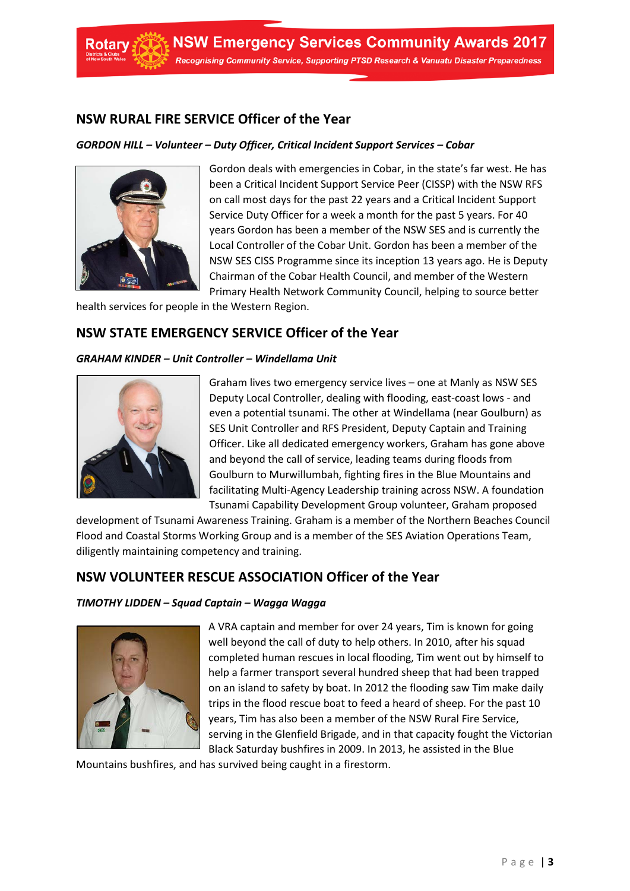## NSW RURAL FIRE SERVICE Officer of the Year

***GORDON HILL – Volunteer – Duty Officer, Critical Incident Support Services – Cobar***

Gordon deals with emergencies in Cobar, in the state's far west. He has been a Critical Incident Support Service Peer (CISSP) with the NSW RFS on call most days for the past 22 years and a Critical Incident Support Service Duty Officer for a week a month for the past 5 years. For 40 years Gordon has been a member of the NSW SES and is currently the Local Controller of the Cobar Unit. Gordon has been a member of the NSW SES CISS Programme since its inception 13 years ago. He is Deputy Chairman of the Cobar Health Council, and member of the Western Primary Health Network Community Council, helping to source better health services for people in the Western Region.

## NSW STATE EMERGENCY SERVICE Officer of the Year

***GRAHAM KINDER – Unit Controller – Windellama Unit***

Graham lives two emergency service lives – one at Manly as NSW SES Deputy Local Controller, dealing with flooding, east-coast lows - and even a potential tsunami. The other at Windellama (near Goulburn) as SES Unit Controller and RFS President, Deputy Captain and Training Officer. Like all dedicated emergency workers, Graham has gone above and beyond the call of service, leading teams during floods from Goulburn to Murwillumbah, fighting fires in the Blue Mountains and facilitating Multi-Agency Leadership training across NSW. A foundation Tsunami Capability Development Group volunteer, Graham proposed development of Tsunami Awareness Training. Graham is a member of the Northern Beaches Council Flood and Coastal Storms Working Group and is a member of the SES Aviation Operations Team, diligently maintaining competency and training.

## NSW VOLUNTEER RESCUE ASSOCIATION Officer of the Year

***TIMOTHY LIDDEN – Squad Captain – Wagga Wagga***

A VRA captain and member for over 24 years, Tim is known for going well beyond the call of duty to help others. In 2010, after his squad completed human rescues in local flooding, Tim went out by himself to help a farmer transport several hundred sheep that had been trapped on an island to safety by boat. In 2012 the flooding saw Tim make daily trips in the flood rescue boat to feed a heard of sheep. For the past 10 years, Tim has also been a member of the NSW Rural Fire Service, serving in the Glenfield Brigade, and in that capacity fought the Victorian Black Saturday bushfires in 2009. In 2013, he assisted in the Blue Mountains bushfires, and has survived being caught in a firestorm.